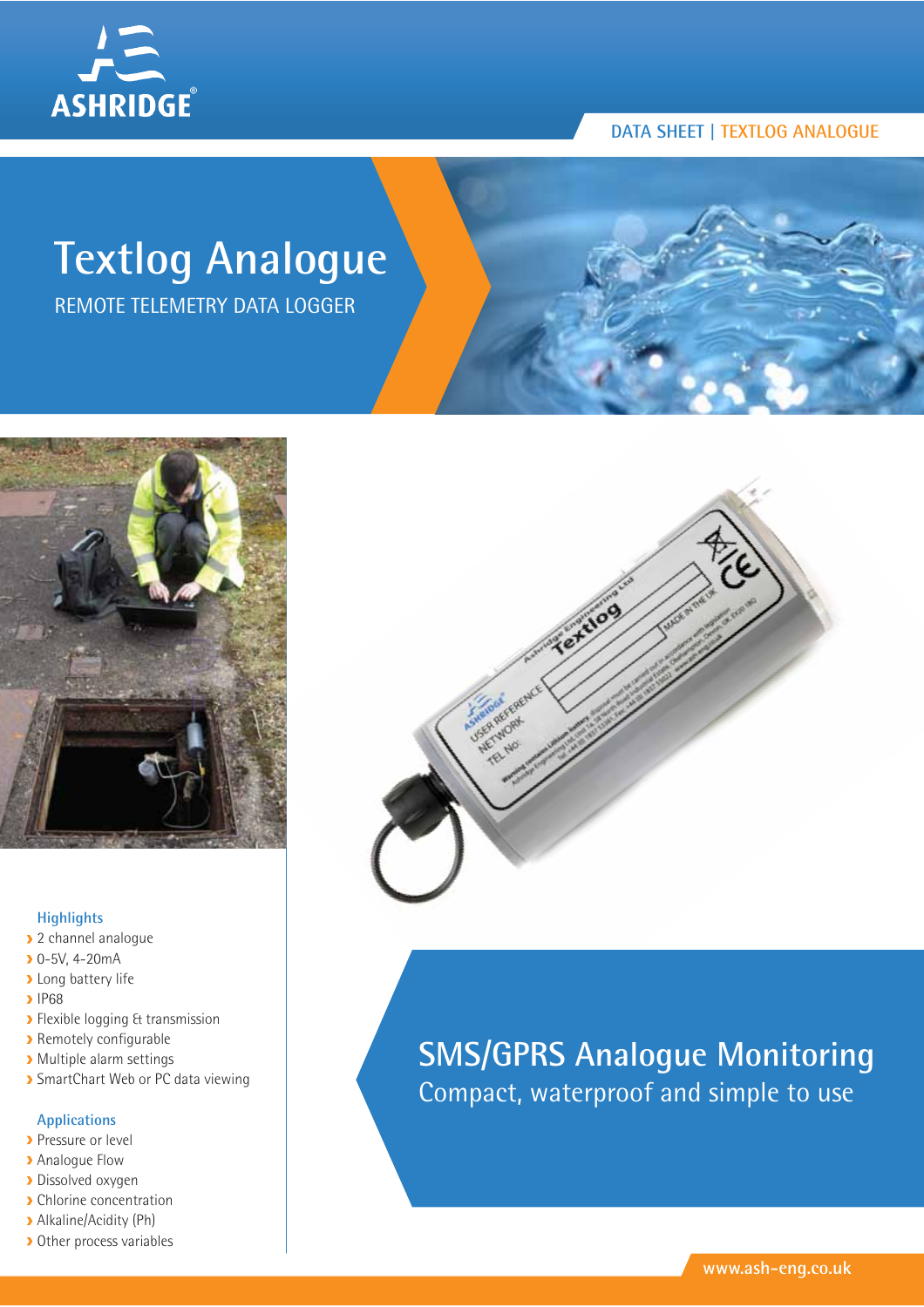DATA SHEET | TEXTLOG ANALOGUE

# Textlog Analogue

REMOTE TELEMETRY DATA LOGGER

### Highlights

- 2 channel analogue
- 0-5V, 4-20mA
- Long battery life
- IP68
- Flexible logging & transmission
- Remotely configurable
- Multiple alarm settings
- SmartChart Web or PC data viewing

### Applications

- Pressure or level
- Analogue Flow
- Dissolved oxygen
- Chlorine concentration
- Alkaline/Acidity (Ph)
- Other process variables

## SMS/GPRS Analogue Monitoring

Compact, waterproof and simple to use

www.ash-eng.co.uk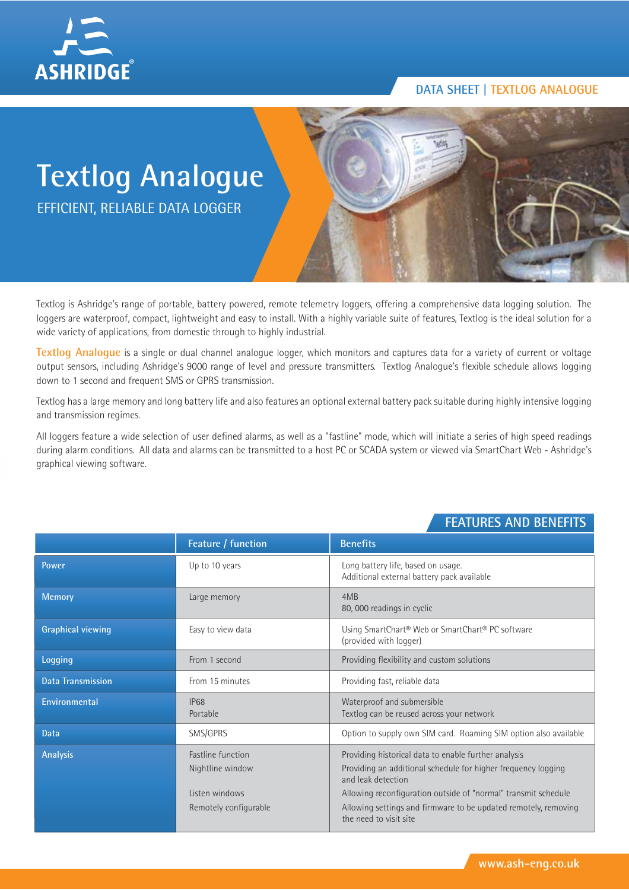DATA SHEET | TEXTLOG ANALOGUE

# Textlog Analogue

EFFICIENT, RELIABLE DATA LOGGER

Textlog is Ashridge's range of portable, battery powered, remote telemetry loggers, offering a comprehensive data logging solution. The loggers are waterproof, compact, lightweight and easy to install. With a highly variable suite of features, Textlog is the ideal solution for a wide variety of applications, from domestic through to highly industrial.

**Textlog Analogue** is a single or dual channel analogue logger, which monitors and captures data for a variety of current or voltage output sensors, including Ashridge's 9000 range of level and pressure transmitters. Textlog Analogue's flexible schedule allows logging down to 1 second and frequent SMS or GPRS transmission.

Textlog has a large memory and long battery life and also features an optional external battery pack suitable during highly intensive logging and transmission regimes.

All loggers feature a wide selection of user defined alarms, as well as a "fastline" mode, which will initiate a series of high speed readings during alarm conditions. All data and alarms can be transmitted to a host PC or SCADA system or viewed via SmartChart Web - Ashridge's graphical viewing software.

## FEATURES AND BENEFITS

| | Feature / function | Benefits |
|---|---|---|
| Power | Up to 10 years | Long battery life, based on usage.<br>Additional external battery pack available |
| Memory | Large memory | 4MB<br>80, 000 readings in cyclic |
| Graphical viewing | Easy to view data | Using SmartChart® Web or SmartChart® PC software (provided with logger) |
| Logging | From 1 second | Providing flexibility and custom solutions |
| Data Transmission | From 15 minutes | Providing fast, reliable data |
| Environmental | IP68<br>Portable | Waterproof and submersible<br>Textlog can be reused across your network |
| Data | SMS/GPRS | Option to supply own SIM card. Roaming SIM option also available |
| Analysis | Fastline function<br>Nightline window<br>Listen windows<br>Remotely configurable | Providing historical data to enable further analysis<br>Providing an additional schedule for higher frequency logging and leak detection<br>Allowing reconfiguration outside of "normal" transmit schedule<br>Allowing settings and firmware to be updated remotely, removing the need to visit site |

www.ash-eng.co.uk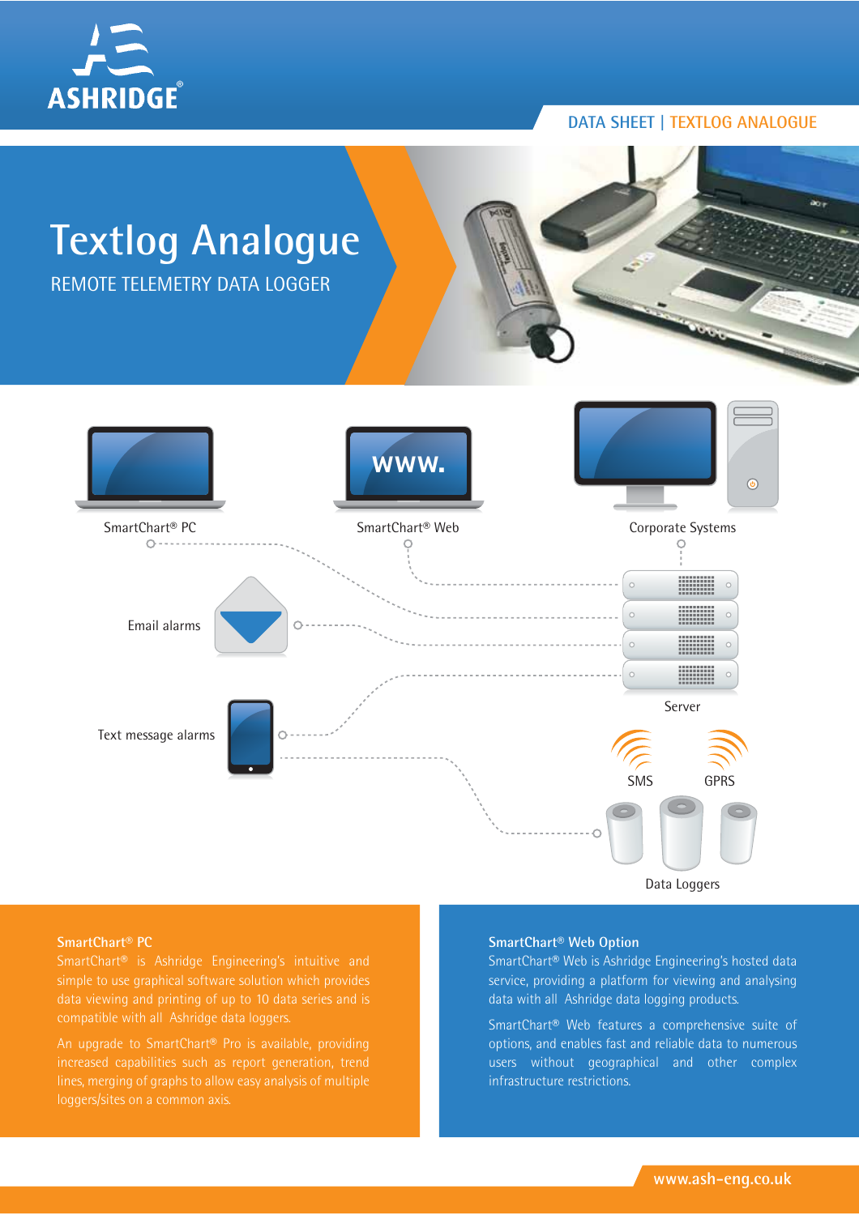ASHRIDGE

DATA SHEET | TEXTLOG ANALOGUE

# Textlog Analogue

REMOTE TELEMETRY DATA LOGGER

SmartChart® PC

SmartChart® Web

Corporate Systems

Email alarms

Server

Text message alarms

SMS

GPRS

Data Loggers

## SmartChart® PC

SmartChart® is Ashridge Engineering's intuitive and simple to use graphical software solution which provides data viewing and printing of up to 10 data series and is compatible with all Ashridge data loggers.

An upgrade to SmartChart® Pro is available, providing increased capabilities such as report generation, trend lines, merging of graphs to allow easy analysis of multiple loggers/sites on a common axis.

## SmartChart® Web Option

SmartChart® Web is Ashridge Engineering's hosted data service, providing a platform for viewing and analysing data with all Ashridge data logging products.

SmartChart® Web features a comprehensive suite of options, and enables fast and reliable data to numerous users without geographical and other complex infrastructure restrictions.

www.ash-eng.co.uk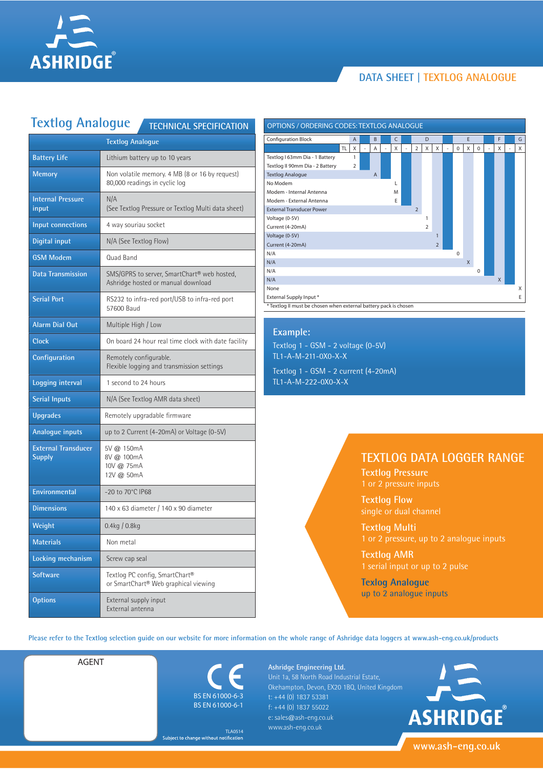# Textlog Analogue

## TECHNICAL SPECIFICATION

| | Textlog Analogue |
|---|---|
| Battery Life | Lithium battery up to 10 years |
| Memory | Non volatile memory. 4 MB (8 or 16 by request)<br>80,000 readings in cyclic log |
| Internal Pressure input | N/A<br>(See Textlog Pressure or Textlog Multi data sheet) |
| Input connections | 4 way souriau socket |
| Digital input | N/A (See Textlog Flow) |
| GSM Modem | Quad Band |
| Data Transmission | SMS/GPRS to server, SmartChart® web hosted, Ashridge hosted or manual download |
| Serial Port | RS232 to infra-red port/USB to infra-red port<br>57600 Baud |
| Alarm Dial Out | Multiple High / Low |
| Clock | On board 24 hour real time clock with date facility |
| Configuration | Remotely configurable.<br>Flexible logging and transmission settings |
| Logging interval | 1 second to 24 hours |
| Serial Inputs | N/A (See Textlog AMR data sheet) |
| Upgrades | Remotely upgradable firmware |
| Analogue inputs | up to 2 Current (4-20mA) or Voltage (0-5V) |
| External Transducer Supply | 5V @ 150mA<br>8V @ 100mA<br>10V @ 75mA<br>12V @ 50mA |
| Environmental | -20 to 70°C IP68 |
| Dimensions | 140 x 63 diameter / 140 x 90 diameter |
| Weight | 0.4kg / 0.8kg |
| Materials | Non metal |
| Locking mechanism | Screw cap seal |
| Software | Textlog PC config, SmartChart®<br>or SmartChart® Web graphical viewing |
| Options | External supply input<br>External antenna |

## OPTIONS / ORDERING CODES: TEXTLOG ANALOGUE

| Configuration Block | | A | | B | | C | | | D | | | | E | | | F | | G |
|---|---|---|---|---|---|---|---|---|---|---|---|---|---|---|---|---|---|---|
| | TL | X | - | A | - | X | - | 2 | X | X | - | 0 | X | 0 | - | X | - | X |
| Textlog I 63mm Dia - 1 Battery | | 1 | | | | | | | | | | | | | | | | |
| Textlog II 90mm Dia - 2 Battery | | 2 | | | | | | | | | | | | | | | | |
| Textlog Analogue | | | | A | | | | | | | | | | | | | | |
| No Modem | | | | | | L | | | | | | | | | | | | |
| Modem - Internal Antenna | | | | | | M | | | | | | | | | | | | |
| Modem - External Antenna | | | | | | E | | | | | | | | | | | | |
| External Transducer Power | | | | | | | | 2 | | | | | | | | | | |
| Voltage (0-5V) | | | | | | | | | 1 | | | | | | | | | |
| Current (4-20mA) | | | | | | | | | 2 | | | | | | | | | |
| Voltage (0-5V) | | | | | | | | | | 1 | | | | | | | | |
| Current (4-20mA) | | | | | | | | | | 2 | | | | | | | | |
| N/A | | | | | | | | | | | | 0 | | | | | | |
| N/A | | | | | | | | | | | | | X | | | | | |
| N/A | | | | | | | | | | | | | | 0 | | | | |
| N/A | | | | | | | | | | | | | | | | X | | |
| None | | | | | | | | | | | | | | | | | | X |
| External Supply Input * | | | | | | | | | | | | | | | | | | E |

* Textlog II must be chosen when external battery pack is chosen

### Example:

Textlog 1 - GSM - 2 voltage (0-5V)
TL1-A-M-211-0X0-X-X

Textlog 1 - GSM - 2 current (4-20mA)
TL1-A-M-222-0X0-X-X

## TEXTLOG DATA LOGGER RANGE

**Textlog Pressure**
1 or 2 pressure inputs

**Textlog Flow**
single or dual channel

**Textlog Multi**
1 or 2 pressure, up to 2 analogue inputs

**Textlog AMR**
1 serial input or up to 2 pulse

**Texlog Analogue**
up to 2 analogue inputs

Please refer to the Textlog selection guide on our website for more information on the whole range of Ashridge data loggers at www.ash-eng.co.uk/products

AGENT

CE
BS EN 61000-6-3
BS EN 61000-6-1

TLA0514
Subject to change without notification

**Ashridge Engineering Ltd.**
Unit 1a, 58 North Road Industrial Estate,
Okehampton, Devon, EX20 1BQ, United Kingdom
t: +44 (0) 1837 53381
f: +44 (0) 1837 55022
e: sales@ash-eng.co.uk
www.ash-eng.co.uk

ASHRIDGE®

www.ash-eng.co.uk